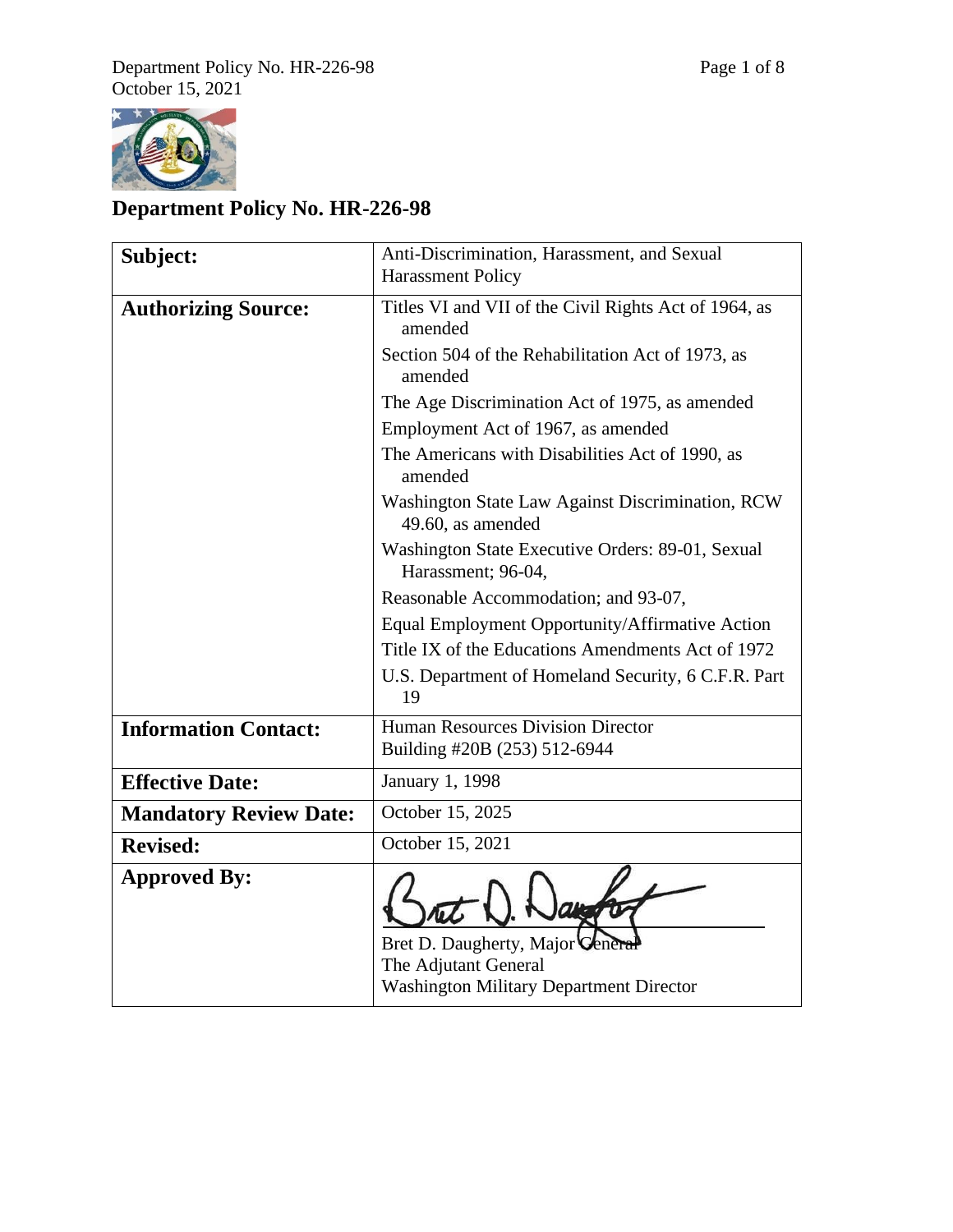# Department Policy No. HR-226-98

| | |
|---|---|
| **Subject:** | Anti-Discrimination, Harassment, and Sexual Harassment Policy |
| **Authorizing Source:** | Titles VI and VII of the Civil Rights Act of 1964, as amended<br>Section 504 of the Rehabilitation Act of 1973, as amended<br>The Age Discrimination Act of 1975, as amended<br>Employment Act of 1967, as amended<br>The Americans with Disabilities Act of 1990, as amended<br>Washington State Law Against Discrimination, RCW 49.60, as amended<br>Washington State Executive Orders: 89-01, Sexual Harassment; 96-04,<br>Reasonable Accommodation; and 93-07,<br>Equal Employment Opportunity/Affirmative Action<br>Title IX of the Educations Amendments Act of 1972<br>U.S. Department of Homeland Security, 6 C.F.R. Part 19 |
| **Information Contact:** | Human Resources Division Director<br>Building #20B (253) 512-6944 |
| **Effective Date:** | January 1, 1998 |
| **Mandatory Review Date:** | October 15, 2025 |
| **Revised:** | October 15, 2021 |
| **Approved By:** | Bret D. Daugherty, Major General<br>The Adjutant General<br>Washington Military Department Director |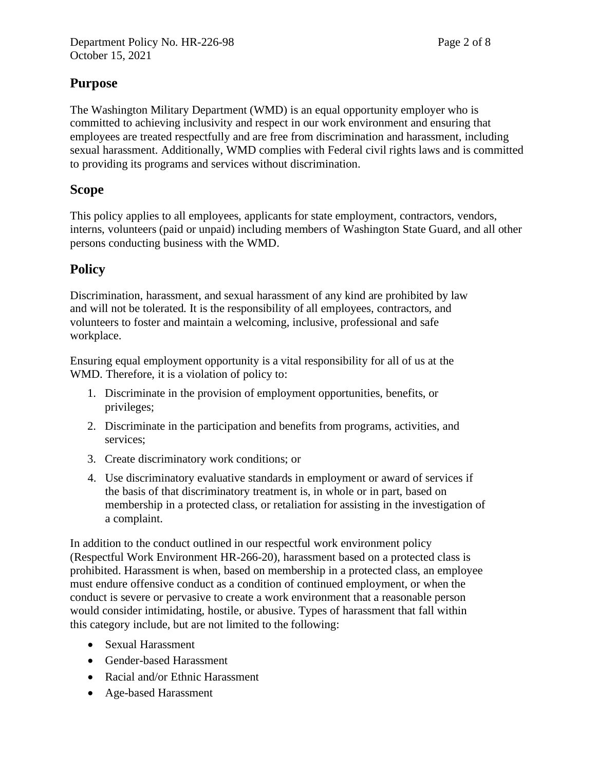## Purpose

The Washington Military Department (WMD) is an equal opportunity employer who is committed to achieving inclusivity and respect in our work environment and ensuring that employees are treated respectfully and are free from discrimination and harassment, including sexual harassment. Additionally, WMD complies with Federal civil rights laws and is committed to providing its programs and services without discrimination.

## Scope

This policy applies to all employees, applicants for state employment, contractors, vendors, interns, volunteers (paid or unpaid) including members of Washington State Guard, and all other persons conducting business with the WMD.

## Policy

Discrimination, harassment, and sexual harassment of any kind are prohibited by law and will not be tolerated. It is the responsibility of all employees, contractors, and volunteers to foster and maintain a welcoming, inclusive, professional and safe workplace.

Ensuring equal employment opportunity is a vital responsibility for all of us at the WMD. Therefore, it is a violation of policy to:

1. Discriminate in the provision of employment opportunities, benefits, or privileges;
2. Discriminate in the participation and benefits from programs, activities, and services;
3. Create discriminatory work conditions; or
4. Use discriminatory evaluative standards in employment or award of services if the basis of that discriminatory treatment is, in whole or in part, based on membership in a protected class, or retaliation for assisting in the investigation of a complaint.

In addition to the conduct outlined in our respectful work environment policy (Respectful Work Environment HR-266-20), harassment based on a protected class is prohibited. Harassment is when, based on membership in a protected class, an employee must endure offensive conduct as a condition of continued employment, or when the conduct is severe or pervasive to create a work environment that a reasonable person would consider intimidating, hostile, or abusive. Types of harassment that fall within this category include, but are not limited to the following:

- Sexual Harassment
- Gender-based Harassment
- Racial and/or Ethnic Harassment
- Age-based Harassment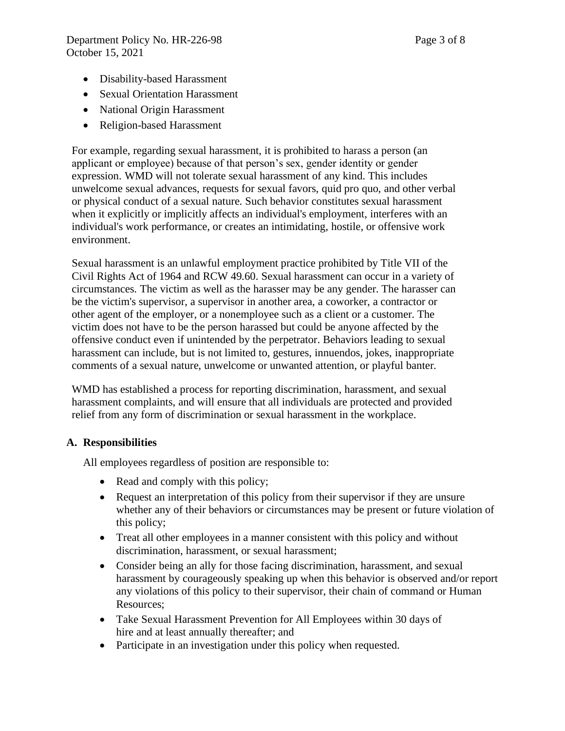- Disability-based Harassment
- Sexual Orientation Harassment
- National Origin Harassment
- Religion-based Harassment

For example, regarding sexual harassment, it is prohibited to harass a person (an applicant or employee) because of that person's sex, gender identity or gender expression. WMD will not tolerate sexual harassment of any kind. This includes unwelcome sexual advances, requests for sexual favors, quid pro quo, and other verbal or physical conduct of a sexual nature. Such behavior constitutes sexual harassment when it explicitly or implicitly affects an individual's employment, interferes with an individual's work performance, or creates an intimidating, hostile, or offensive work environment.

Sexual harassment is an unlawful employment practice prohibited by Title VII of the Civil Rights Act of 1964 and RCW 49.60. Sexual harassment can occur in a variety of circumstances. The victim as well as the harasser may be any gender. The harasser can be the victim's supervisor, a supervisor in another area, a coworker, a contractor or other agent of the employer, or a nonemployee such as a client or a customer. The victim does not have to be the person harassed but could be anyone affected by the offensive conduct even if unintended by the perpetrator. Behaviors leading to sexual harassment can include, but is not limited to, gestures, innuendos, jokes, inappropriate comments of a sexual nature, unwelcome or unwanted attention, or playful banter.

WMD has established a process for reporting discrimination, harassment, and sexual harassment complaints, and will ensure that all individuals are protected and provided relief from any form of discrimination or sexual harassment in the workplace.

## A. Responsibilities

All employees regardless of position are responsible to:

- Read and comply with this policy;
- Request an interpretation of this policy from their supervisor if they are unsure whether any of their behaviors or circumstances may be present or future violation of this policy;
- Treat all other employees in a manner consistent with this policy and without discrimination, harassment, or sexual harassment;
- Consider being an ally for those facing discrimination, harassment, and sexual harassment by courageously speaking up when this behavior is observed and/or report any violations of this policy to their supervisor, their chain of command or Human Resources;
- Take Sexual Harassment Prevention for All Employees within 30 days of hire and at least annually thereafter; and
- Participate in an investigation under this policy when requested.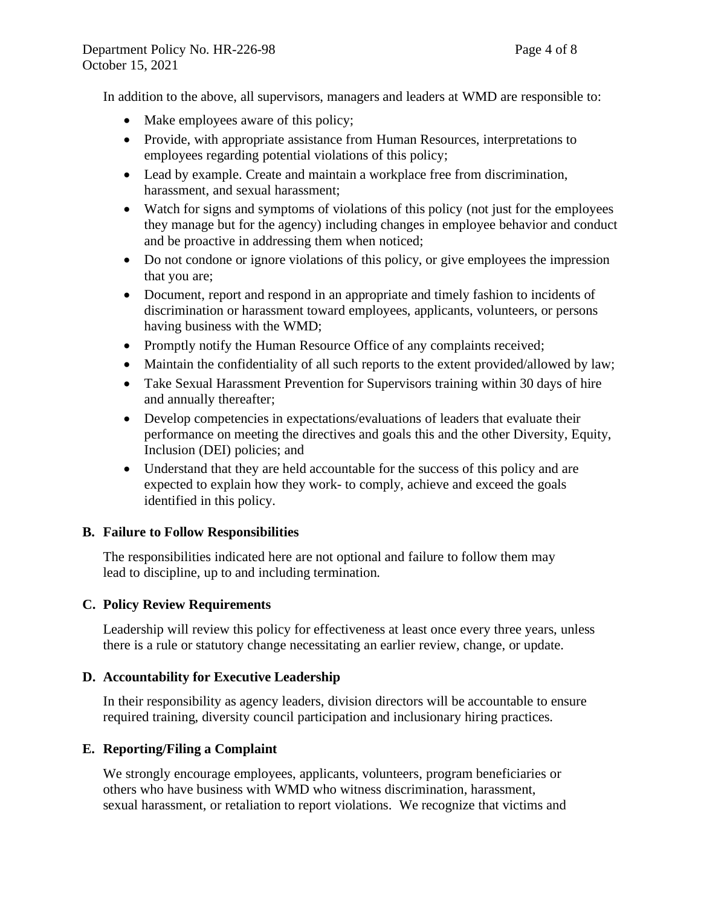In addition to the above, all supervisors, managers and leaders at WMD are responsible to:

- Make employees aware of this policy;
- Provide, with appropriate assistance from Human Resources, interpretations to employees regarding potential violations of this policy;
- Lead by example. Create and maintain a workplace free from discrimination, harassment, and sexual harassment;
- Watch for signs and symptoms of violations of this policy (not just for the employees they manage but for the agency) including changes in employee behavior and conduct and be proactive in addressing them when noticed;
- Do not condone or ignore violations of this policy, or give employees the impression that you are;
- Document, report and respond in an appropriate and timely fashion to incidents of discrimination or harassment toward employees, applicants, volunteers, or persons having business with the WMD;
- Promptly notify the Human Resource Office of any complaints received;
- Maintain the confidentiality of all such reports to the extent provided/allowed by law;
- Take Sexual Harassment Prevention for Supervisors training within 30 days of hire and annually thereafter;
- Develop competencies in expectations/evaluations of leaders that evaluate their performance on meeting the directives and goals this and the other Diversity, Equity, Inclusion (DEI) policies; and
- Understand that they are held accountable for the success of this policy and are expected to explain how they work- to comply, achieve and exceed the goals identified in this policy.

### B. Failure to Follow Responsibilities

The responsibilities indicated here are not optional and failure to follow them may lead to discipline, up to and including termination.

### C. Policy Review Requirements

Leadership will review this policy for effectiveness at least once every three years, unless there is a rule or statutory change necessitating an earlier review, change, or update.

### D. Accountability for Executive Leadership

In their responsibility as agency leaders, division directors will be accountable to ensure required training, diversity council participation and inclusionary hiring practices.

### E. Reporting/Filing a Complaint

We strongly encourage employees, applicants, volunteers, program beneficiaries or others who have business with WMD who witness discrimination, harassment, sexual harassment, or retaliation to report violations. We recognize that victims and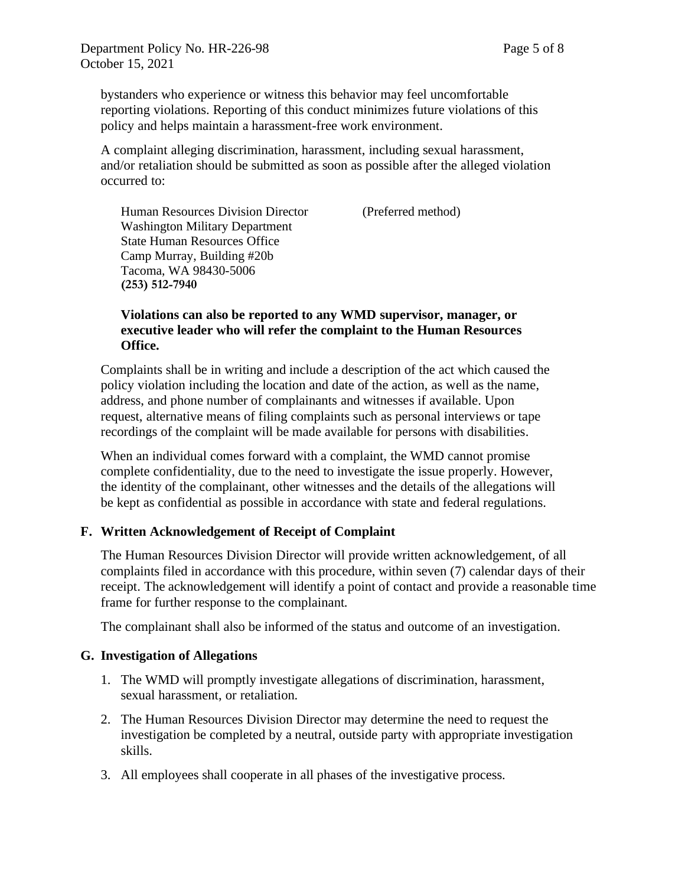bystanders who experience or witness this behavior may feel uncomfortable reporting violations. Reporting of this conduct minimizes future violations of this policy and helps maintain a harassment-free work environment.

A complaint alleging discrimination, harassment, including sexual harassment, and/or retaliation should be submitted as soon as possible after the alleged violation occurred to:

Human Resources Division Director (Preferred method)
Washington Military Department
State Human Resources Office
Camp Murray, Building #20b
Tacoma, WA 98430-5006
**(253) 512-7940**

**Violations can also be reported to any WMD supervisor, manager, or executive leader who will refer the complaint to the Human Resources Office.**

Complaints shall be in writing and include a description of the act which caused the policy violation including the location and date of the action, as well as the name, address, and phone number of complainants and witnesses if available. Upon request, alternative means of filing complaints such as personal interviews or tape recordings of the complaint will be made available for persons with disabilities.

When an individual comes forward with a complaint, the WMD cannot promise complete confidentiality, due to the need to investigate the issue properly. However, the identity of the complainant, other witnesses and the details of the allegations will be kept as confidential as possible in accordance with state and federal regulations.

### F. Written Acknowledgement of Receipt of Complaint

The Human Resources Division Director will provide written acknowledgement, of all complaints filed in accordance with this procedure, within seven (7) calendar days of their receipt. The acknowledgement will identify a point of contact and provide a reasonable time frame for further response to the complainant.

The complainant shall also be informed of the status and outcome of an investigation.

### G. Investigation of Allegations

1. The WMD will promptly investigate allegations of discrimination, harassment, sexual harassment, or retaliation.
2. The Human Resources Division Director may determine the need to request the investigation be completed by a neutral, outside party with appropriate investigation skills.
3. All employees shall cooperate in all phases of the investigative process.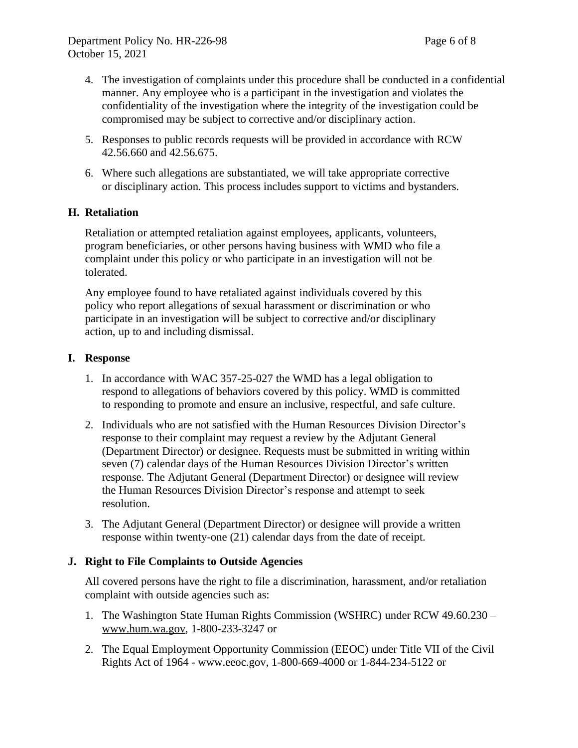4. The investigation of complaints under this procedure shall be conducted in a confidential manner. Any employee who is a participant in the investigation and violates the confidentiality of the investigation where the integrity of the investigation could be compromised may be subject to corrective and/or disciplinary action.

5. Responses to public records requests will be provided in accordance with RCW 42.56.660 and 42.56.675.

6. Where such allegations are substantiated, we will take appropriate corrective or disciplinary action. This process includes support to victims and bystanders.

### H. Retaliation

Retaliation or attempted retaliation against employees, applicants, volunteers, program beneficiaries, or other persons having business with WMD who file a complaint under this policy or who participate in an investigation will not be tolerated.

Any employee found to have retaliated against individuals covered by this policy who report allegations of sexual harassment or discrimination or who participate in an investigation will be subject to corrective and/or disciplinary action, up to and including dismissal.

### I. Response

1. In accordance with WAC 357-25-027 the WMD has a legal obligation to respond to allegations of behaviors covered by this policy. WMD is committed to responding to promote and ensure an inclusive, respectful, and safe culture.

2. Individuals who are not satisfied with the Human Resources Division Director's response to their complaint may request a review by the Adjutant General (Department Director) or designee. Requests must be submitted in writing within seven (7) calendar days of the Human Resources Division Director's written response. The Adjutant General (Department Director) or designee will review the Human Resources Division Director's response and attempt to seek resolution.

3. The Adjutant General (Department Director) or designee will provide a written response within twenty-one (21) calendar days from the date of receipt.

### J. Right to File Complaints to Outside Agencies

All covered persons have the right to file a discrimination, harassment, and/or retaliation complaint with outside agencies such as:

1. The Washington State Human Rights Commission (WSHRC) under RCW 49.60.230 – www.hum.wa.gov, 1-800-233-3247 or

2. The Equal Employment Opportunity Commission (EEOC) under Title VII of the Civil Rights Act of 1964 - www.eeoc.gov, 1-800-669-4000 or 1-844-234-5122 or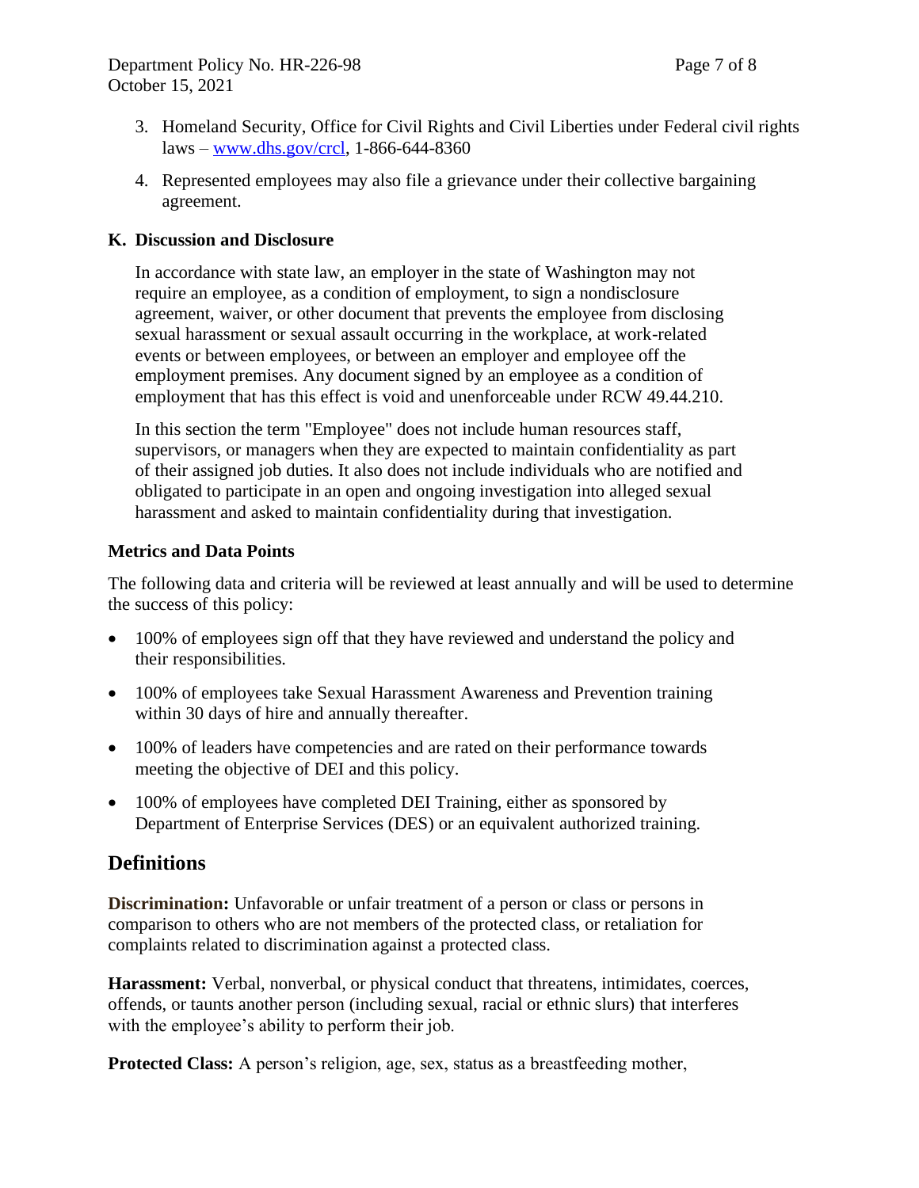3. Homeland Security, Office for Civil Rights and Civil Liberties under Federal civil rights laws – [www.dhs.gov/crcl](http://www.dhs.gov/crcl), 1-866-644-8360

4. Represented employees may also file a grievance under their collective bargaining agreement.

### K. Discussion and Disclosure

In accordance with state law, an employer in the state of Washington may not require an employee, as a condition of employment, to sign a nondisclosure agreement, waiver, or other document that prevents the employee from disclosing sexual harassment or sexual assault occurring in the workplace, at work-related events or between employees, or between an employer and employee off the employment premises. Any document signed by an employee as a condition of employment that has this effect is void and unenforceable under RCW 49.44.210.

In this section the term "Employee" does not include human resources staff, supervisors, or managers when they are expected to maintain confidentiality as part of their assigned job duties. It also does not include individuals who are notified and obligated to participate in an open and ongoing investigation into alleged sexual harassment and asked to maintain confidentiality during that investigation.

### Metrics and Data Points

The following data and criteria will be reviewed at least annually and will be used to determine the success of this policy:

- 100% of employees sign off that they have reviewed and understand the policy and their responsibilities.
- 100% of employees take Sexual Harassment Awareness and Prevention training within 30 days of hire and annually thereafter.
- 100% of leaders have competencies and are rated on their performance towards meeting the objective of DEI and this policy.
- 100% of employees have completed DEI Training, either as sponsored by Department of Enterprise Services (DES) or an equivalent authorized training.

## Definitions

**Discrimination:** Unfavorable or unfair treatment of a person or class or persons in comparison to others who are not members of the protected class, or retaliation for complaints related to discrimination against a protected class.

**Harassment:** Verbal, nonverbal, or physical conduct that threatens, intimidates, coerces, offends, or taunts another person (including sexual, racial or ethnic slurs) that interferes with the employee's ability to perform their job.

**Protected Class:** A person's religion, age, sex, status as a breastfeeding mother,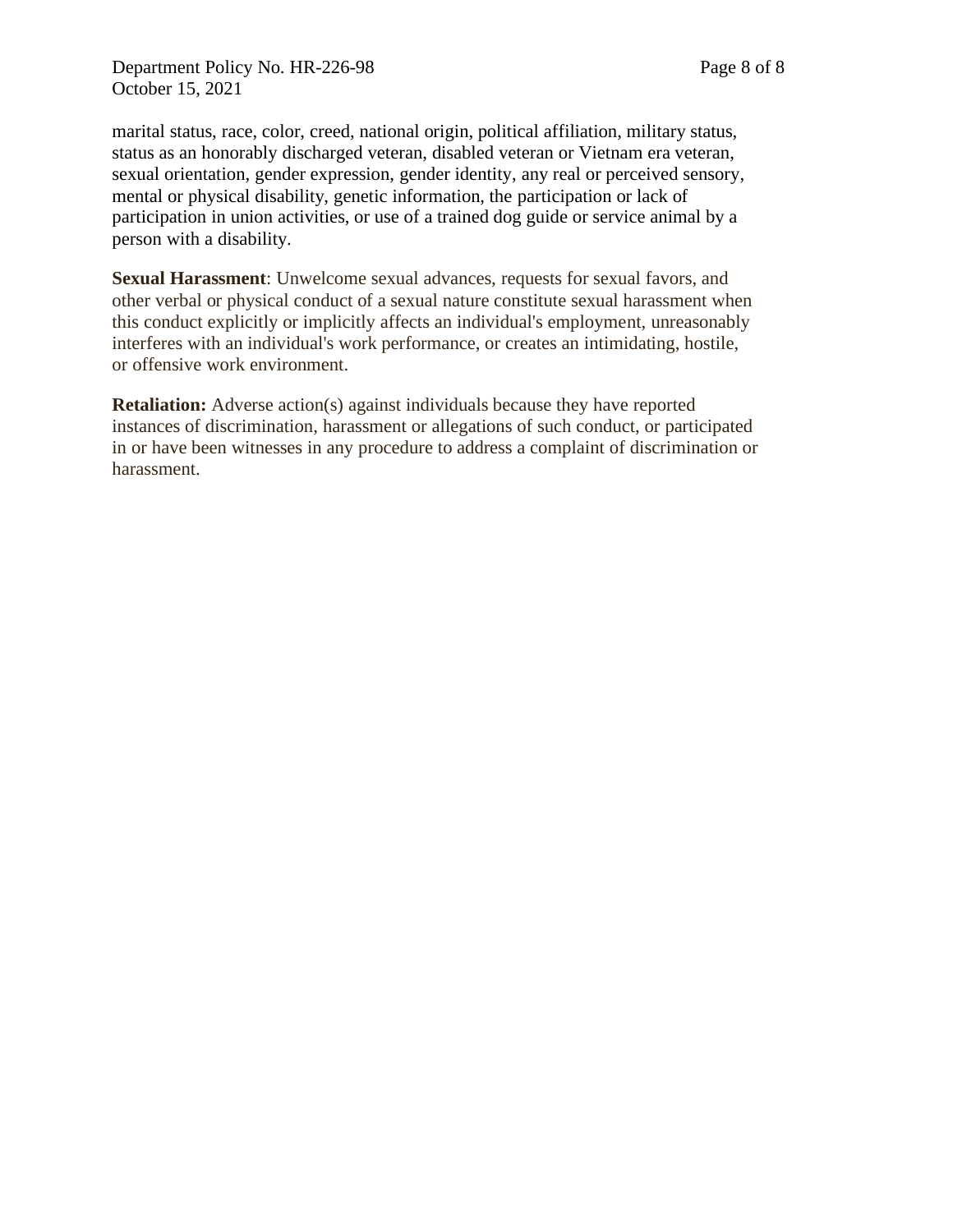marital status, race, color, creed, national origin, political affiliation, military status, status as an honorably discharged veteran, disabled veteran or Vietnam era veteran, sexual orientation, gender expression, gender identity, any real or perceived sensory, mental or physical disability, genetic information, the participation or lack of participation in union activities, or use of a trained dog guide or service animal by a person with a disability.

**Sexual Harassment**: Unwelcome sexual advances, requests for sexual favors, and other verbal or physical conduct of a sexual nature constitute sexual harassment when this conduct explicitly or implicitly affects an individual's employment, unreasonably interferes with an individual's work performance, or creates an intimidating, hostile, or offensive work environment.

**Retaliation:** Adverse action(s) against individuals because they have reported instances of discrimination, harassment or allegations of such conduct, or participated in or have been witnesses in any procedure to address a complaint of discrimination or harassment.